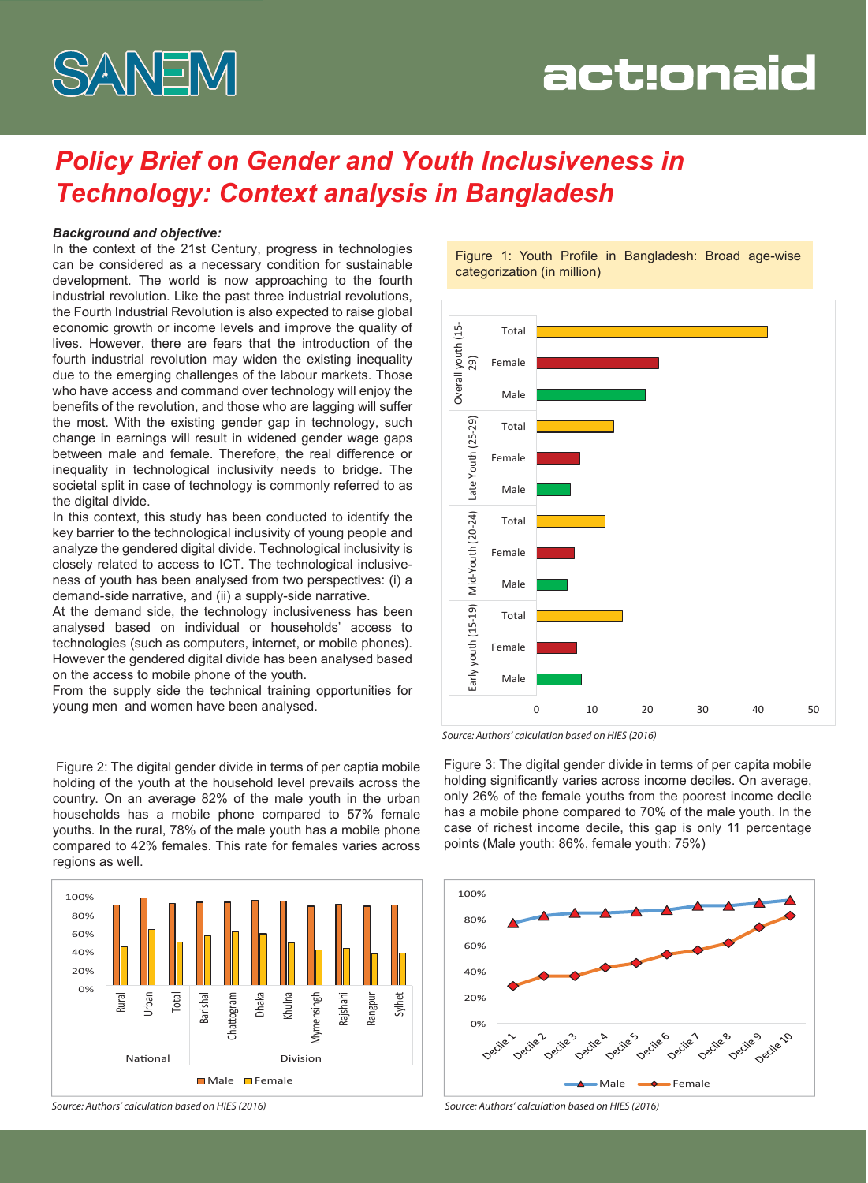# Policy Brief on Gender and Youth Inclusiveness in Technology: Context analysis in Bangladesh

***Background and objective:***

In the context of the 21st Century, progress in technologies can be considered as a necessary condition for sustainable development. The world is now approaching to the fourth industrial revolution. Like the past three industrial revolutions, the Fourth Industrial Revolution is also expected to raise global economic growth or income levels and improve the quality of lives. However, there are fears that the introduction of the fourth industrial revolution may widen the existing inequality due to the emerging challenges of the labour markets. Those who have access and command over technology will enjoy the benefits of the revolution, and those who are lagging will suffer the most. With the existing gender gap in technology, such change in earnings will result in widened gender wage gaps between male and female. Therefore, the real difference or inequality in technological inclusivity needs to bridge. The societal split in case of technology is commonly referred to as the digital divide.

In this context, this study has been conducted to identify the key barrier to the technological inclusivity of young people and analyze the gendered digital divide. Technological inclusivity is closely related to access to ICT. The technological inclusiveness of youth has been analysed from two perspectives: (i) a demand-side narrative, and (ii) a supply-side narrative.

At the demand side, the technology inclusiveness has been analysed based on individual or households' access to technologies (such as computers, internet, or mobile phones). However the gendered digital divide has been analysed based on the access to mobile phone of the youth.

From the supply side the technical training opportunities for young men and women have been analysed.

Figure 1: Youth Profile in Bangladesh: Broad age-wise categorization (in million)

*Source: Authors' calculation based on HIES (2016)*

Figure 2: The digital gender divide in terms of per captia mobile holding of the youth at the household level prevails across the country. On an average 82% of the male youth in the urban households has a mobile phone compared to 57% female youths. In the rural, 78% of the male youth has a mobile phone compared to 42% females. This rate for females varies across regions as well.

*Source: Authors' calculation based on HIES (2016)*

Figure 3: The digital gender divide in terms of per capita mobile holding significantly varies across income deciles. On average, only 26% of the female youths from the poorest income decile has a mobile phone compared to 70% of the male youth. In the case of richest income decile, this gap is only 11 percentage points (Male youth: 86%, female youth: 75%)

*Source: Authors' calculation based on HIES (2016)*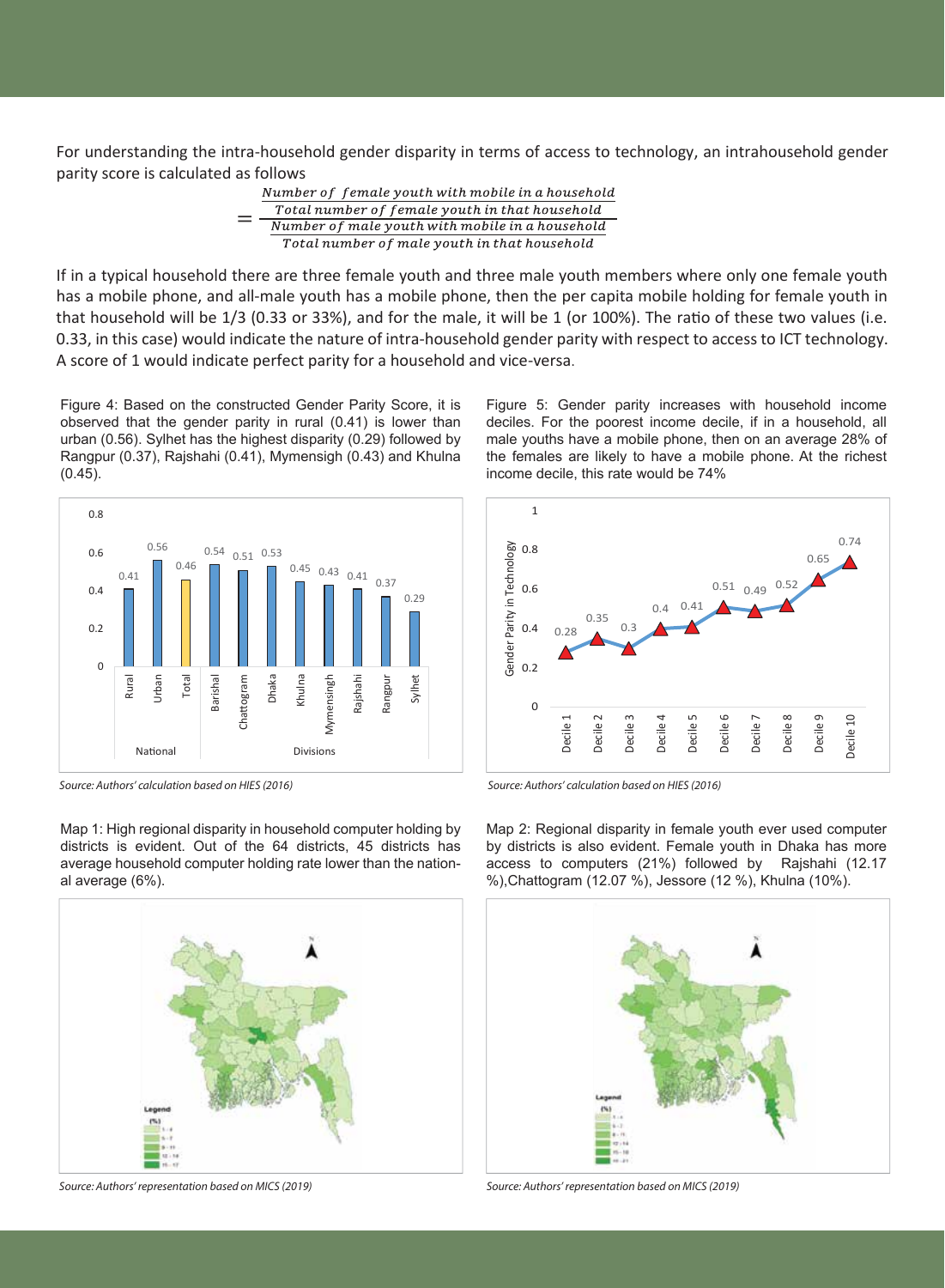For understanding the intra-household gender disparity in terms of access to technology, an intrahousehold gender parity score is calculated as follows

$$= \frac{\frac{\text{Number of female youth with mobile in a household}}{\text{Total number of female youth in that household}}}{\frac{\text{Number of male youth with mobile in a household}}{\text{Total number of male youth in that household}}}$$

If in a typical household there are three female youth and three male youth members where only one female youth has a mobile phone, and all-male youth has a mobile phone, then the per capita mobile holding for female youth in that household will be 1/3 (0.33 or 33%), and for the male, it will be 1 (or 100%). The ratio of these two values (i.e. 0.33, in this case) would indicate the nature of intra-household gender parity with respect to access to ICT technology. A score of 1 would indicate perfect parity for a household and vice-versa.

Figure 4: Based on the constructed Gender Parity Score, it is observed that the gender parity in rural (0.41) is lower than urban (0.56). Sylhet has the highest disparity (0.29) followed by Rangpur (0.37), Rajshahi (0.41), Mymensigh (0.43) and Khulna (0.45).

| | | Gender Parity Score |
|---|---|---|
| National | Rural | 0.41 |
| | Urban | 0.56 |
| | Total | 0.46 |
| Divisions | Barishal | 0.54 |
| | Chattogram | 0.51 |
| | Dhaka | 0.53 |
| | Khulna | 0.45 |
| | Mymensingh | 0.43 |
| | Rajshahi | 0.41 |
| | Rangpur | 0.37 |
| | Sylhet | 0.29 |

*Source: Authors' calculation based on HIES (2016)*

Figure 5: Gender parity increases with household income deciles. For the poorest income decile, if in a household, all male youths have a mobile phone, then on an average 28% of the females are likely to have a mobile phone. At the richest income decile, this rate would be 74%

| Decile | Gender Parity in Technology |
|---|---|
| Decile 1 | 0.28 |
| Decile 2 | 0.35 |
| Decile 3 | 0.3 |
| Decile 4 | 0.4 |
| Decile 5 | 0.41 |
| Decile 6 | 0.51 |
| Decile 7 | 0.49 |
| Decile 8 | 0.52 |
| Decile 9 | 0.65 |
| Decile 10 | 0.74 |

*Source: Authors' calculation based on HIES (2016)*

Map 1: High regional disparity in household computer holding by districts is evident. Out of the 64 districts, 45 districts has average household computer holding rate lower than the national average (6%).

*Source: Authors' representation based on MICS (2019)*

Map 2: Regional disparity in female youth ever used computer by districts is also evident. Female youth in Dhaka has more access to computers (21%) followed by Rajshahi (12.17 %),Chattogram (12.07 %), Jessore (12 %), Khulna (10%).

*Source: Authors' representation based on MICS (2019)*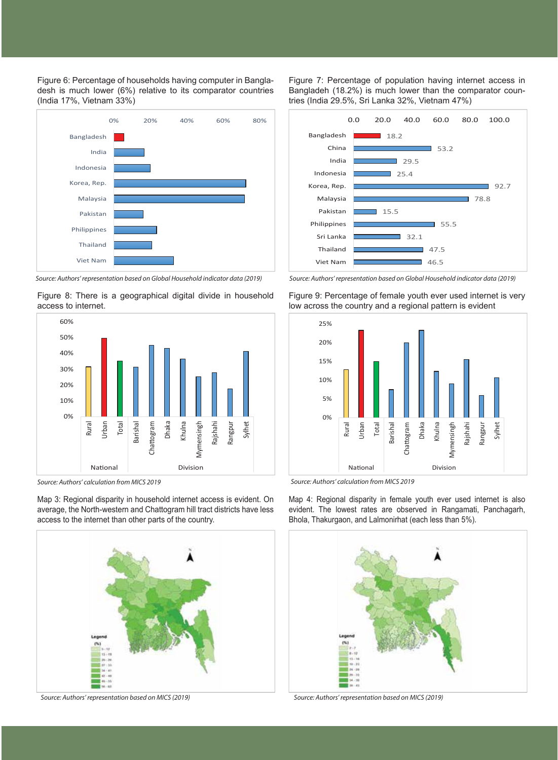Figure 6: Percentage of households having computer in Bangladesh is much lower (6%) relative to its comparator countries (India 17%, Vietnam 33%)

*Source: Authors' representation based on Global Household indicator data (2019)*

Figure 7: Percentage of population having internet access in Bangladeh (18.2%) is much lower than the comparator countries (India 29.5%, Sri Lanka 32%, Vietnam 47%)

| Country | % |
|---|---|
| Bangladesh | 18.2 |
| China | 53.2 |
| India | 29.5 |
| Indonesia | 25.4 |
| Korea, Rep. | 92.7 |
| Malaysia | 78.8 |
| Pakistan | 15.5 |
| Philippines | 55.5 |
| Sri Lanka | 32.1 |
| Thailand | 47.5 |
| Viet Nam | 46.5 |

*Source: Authors' representation based on Global Household indicator data (2019)*

Figure 8: There is a geographical digital divide in household access to internet.

*Source: Authors' calculation from MICS 2019*

Figure 9: Percentage of female youth ever used internet is very low across the country and a regional pattern is evident

*Source: Authors' calculation from MICS 2019*

Map 3: Regional disparity in household internet access is evident. On average, the North-western and Chattogram hill tract districts have less access to the internet than other parts of the country.

*Source: Authors' representation based on MICS (2019)*

Map 4: Regional disparity in female youth ever used internet is also evident. The lowest rates are observed in Rangamati, Panchagarh, Bhola, Thakurgaon, and Lalmonirhat (each less than 5%).

*Source: Authors' representation based on MICS (2019)*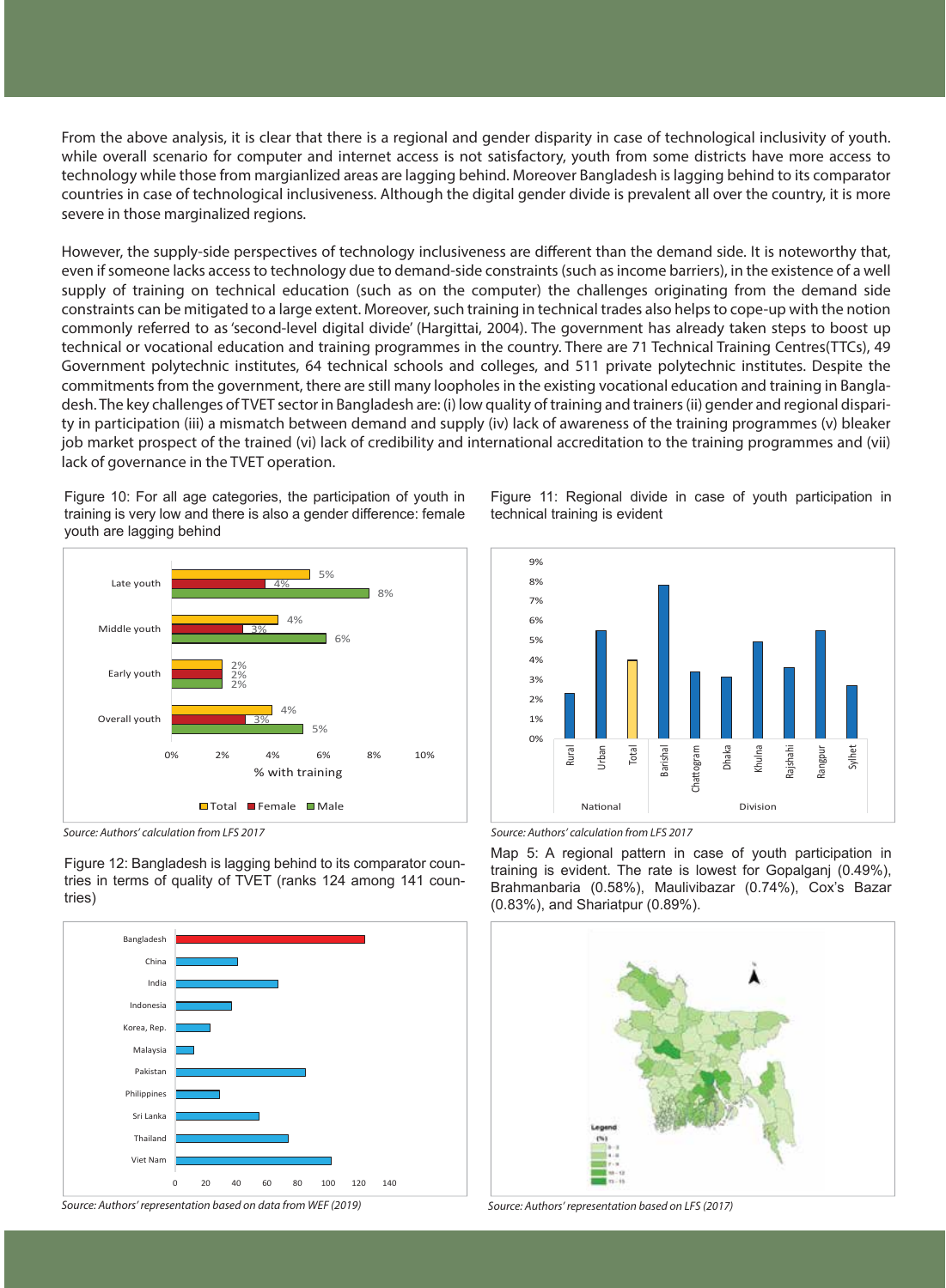From the above analysis, it is clear that there is a regional and gender disparity in case of technological inclusivity of youth. while overall scenario for computer and internet access is not satisfactory, youth from some districts have more access to technology while those from margianlized areas are lagging behind. Moreover Bangladesh is lagging behind to its comparator countries in case of technological inclusiveness. Although the digital gender divide is prevalent all over the country, it is more severe in those marginalized regions.

However, the supply-side perspectives of technology inclusiveness are different than the demand side. It is noteworthy that, even if someone lacks access to technology due to demand-side constraints (such as income barriers), in the existence of a well supply of training on technical education (such as on the computer) the challenges originating from the demand side constraints can be mitigated to a large extent. Moreover, such training in technical trades also helps to cope-up with the notion commonly referred to as 'second-level digital divide' (Hargittai, 2004). The government has already taken steps to boost up technical or vocational education and training programmes in the country. There are 71 Technical Training Centres(TTCs), 49 Government polytechnic institutes, 64 technical schools and colleges, and 511 private polytechnic institutes. Despite the commitments from the government, there are still many loopholes in the existing vocational education and training in Bangladesh. The key challenges of TVET sector in Bangladesh are: (i) low quality of training and trainers (ii) gender and regional disparity in participation (iii) a mismatch between demand and supply (iv) lack of awareness of the training programmes (v) bleaker job market prospect of the trained (vi) lack of credibility and international accreditation to the training programmes and (vii) lack of governance in the TVET operation.

Figure 10: For all age categories, the participation of youth in training is very low and there is also a gender difference: female youth are lagging behind

| | Total | Female | Male |
|---|---|---|---|
| Late youth | 5% | 4% | 8% |
| Middle youth | 4% | 3% | 6% |
| Early youth | 2% | 2% | 2% |
| Overall youth | 4% | 3% | 5% |

*Source: Authors' calculation from LFS 2017*

Figure 11: Regional divide in case of youth participation in technical training is evident

*Source: Authors' calculation from LFS 2017*

Figure 12: Bangladesh is lagging behind to its comparator countries in terms of quality of TVET (ranks 124 among 141 countries)

*Source: Authors' representation based on data from WEF (2019)*

Map 5: A regional pattern in case of youth participation in training is evident. The rate is lowest for Gopalganj (0.49%), Brahmanbaria (0.58%), Maulivibazar (0.74%), Cox's Bazar (0.83%), and Shariatpur (0.89%).

*Source: Authors' representation based on LFS (2017)*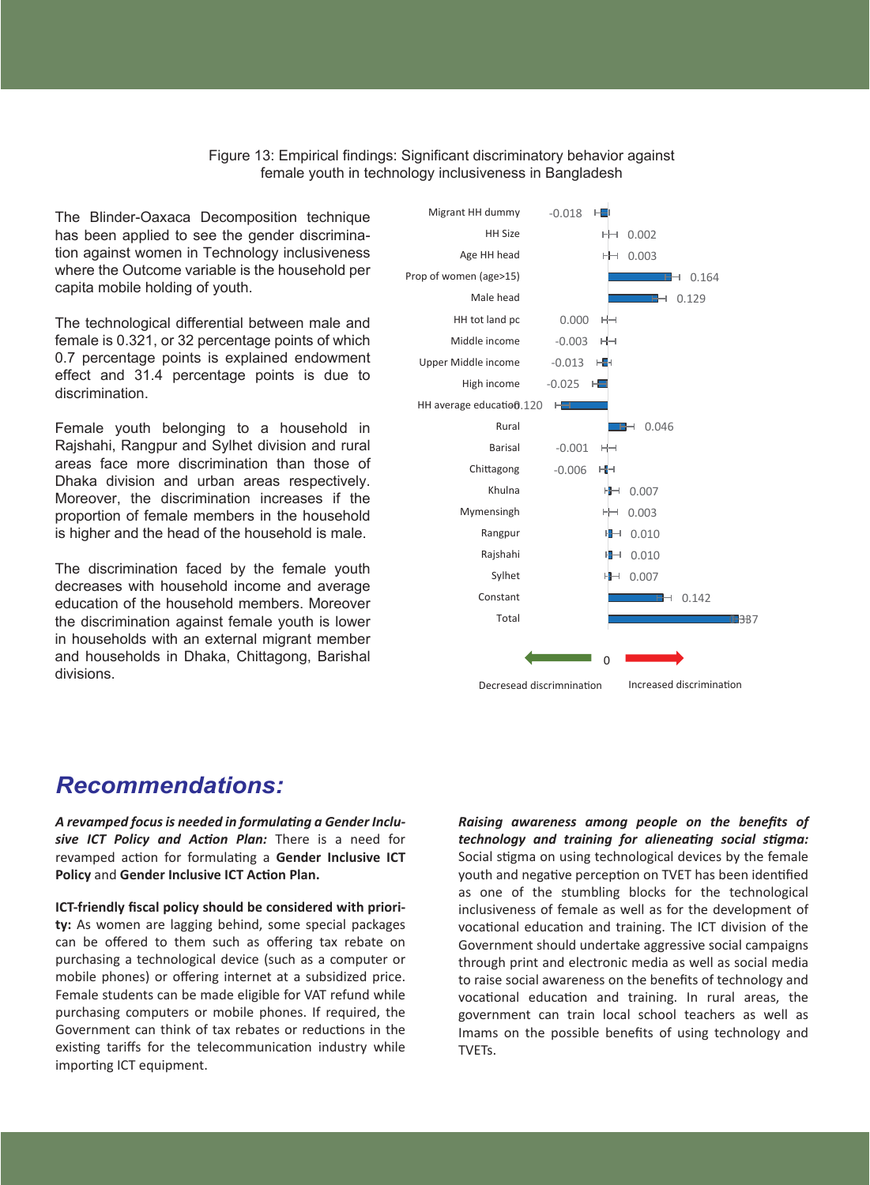Figure 13: Empirical findings: Significant discriminatory behavior against female youth in technology inclusiveness in Bangladesh

The Blinder-Oaxaca Decomposition technique has been applied to see the gender discrimination against women in Technology inclusiveness where the Outcome variable is the household per capita mobile holding of youth.

The technological differential between male and female is 0.321, or 32 percentage points of which 0.7 percentage points is explained endowment effect and 31.4 percentage points is due to discrimination.

Female youth belonging to a household in Rajshahi, Rangpur and Sylhet division and rural areas face more discrimination than those of Dhaka division and urban areas respectively. Moreover, the discrimination increases if the proportion of female members in the household is higher and the head of the household is male.

The discrimination faced by the female youth decreases with household income and average education of the household members. Moreover the discrimination against female youth is lower in households with an external migrant member and households in Dhaka, Chittagong, Barishal divisions.

| Variable | Value |
|---|---|
| Migrant HH dummy | -0.018 |
| HH Size | 0.002 |
| Age HH head | 0.003 |
| Prop of women (age>15) | 0.164 |
| Male head | 0.129 |
| HH tot land pc | 0.000 |
| Middle income | -0.003 |
| Upper Middle income | -0.013 |
| High income | -0.025 |
| HH average education | -0.120 |
| Rural | 0.046 |
| Barisal | -0.001 |
| Chittagong | -0.006 |
| Khulna | 0.007 |
| Mymensingh | 0.003 |
| Rangpur | 0.010 |
| Rajshahi | 0.010 |
| Sylhet | 0.007 |
| Constant | 0.142 |
| Total | 0.337 |

← Decresead discrimnination | 0 | Increased discrimination →

## Recommendations:

***A revamped focus is needed in formulating a Gender Inclusive ICT Policy and Action Plan:*** There is a need for revamped action for formulating a **Gender Inclusive ICT Policy** and **Gender Inclusive ICT Action Plan.**

**ICT-friendly fiscal policy should be considered with priority:** As women are lagging behind, some special packages can be offered to them such as offering tax rebate on purchasing a technological device (such as a computer or mobile phones) or offering internet at a subsidized price. Female students can be made eligible for VAT refund while purchasing computers or mobile phones. If required, the Government can think of tax rebates or reductions in the existing tariffs for the telecommunication industry while importing ICT equipment.

***Raising awareness among people on the benefits of technology and training for alieneating social stigma:*** Social stigma on using technological devices by the female youth and negative perception on TVET has been identified as one of the stumbling blocks for the technological inclusiveness of female as well as for the development of vocational education and training. The ICT division of the Government should undertake aggressive social campaigns through print and electronic media as well as social media to raise social awareness on the benefits of technology and vocational education and training. In rural areas, the government can train local school teachers as well as Imams on the possible benefits of using technology and TVETs.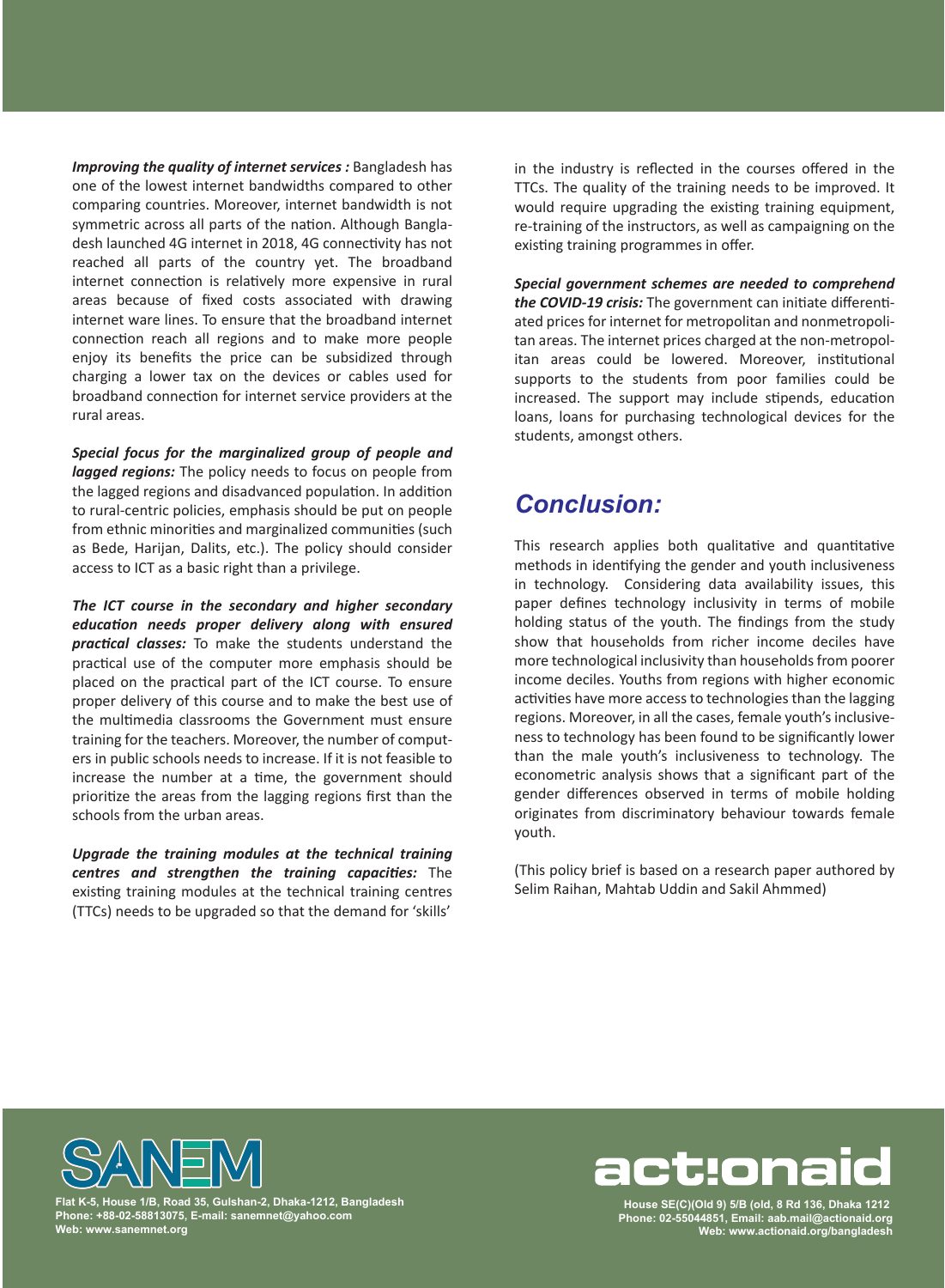***Improving the quality of internet services :*** Bangladesh has one of the lowest internet bandwidths compared to other comparing countries. Moreover, internet bandwidth is not symmetric across all parts of the nation. Although Bangladesh launched 4G internet in 2018, 4G connectivity has not reached all parts of the country yet. The broadband internet connection is relatively more expensive in rural areas because of fixed costs associated with drawing internet ware lines. To ensure that the broadband internet connection reach all regions and to make more people enjoy its benefits the price can be subsidized through charging a lower tax on the devices or cables used for broadband connection for internet service providers at the rural areas.

***Special focus for the marginalized group of people and lagged regions:*** The policy needs to focus on people from the lagged regions and disadvanced population. In addition to rural-centric policies, emphasis should be put on people from ethnic minorities and marginalized communities (such as Bede, Harijan, Dalits, etc.). The policy should consider access to ICT as a basic right than a privilege.

***The ICT course in the secondary and higher secondary education needs proper delivery along with ensured practical classes:*** To make the students understand the practical use of the computer more emphasis should be placed on the practical part of the ICT course. To ensure proper delivery of this course and to make the best use of the multimedia classrooms the Government must ensure training for the teachers. Moreover, the number of computers in public schools needs to increase. If it is not feasible to increase the number at a time, the government should prioritize the areas from the lagging regions first than the schools from the urban areas.

***Upgrade the training modules at the technical training centres and strengthen the training capacities:*** The existing training modules at the technical training centres (TTCs) needs to be upgraded so that the demand for 'skills' in the industry is reflected in the courses offered in the TTCs. The quality of the training needs to be improved. It would require upgrading the existing training equipment, re-training of the instructors, as well as campaigning on the existing training programmes in offer.

***Special government schemes are needed to comprehend the COVID-19 crisis:*** The government can initiate differentiated prices for internet for metropolitan and nonmetropolitan areas. The internet prices charged at the non-metropolitan areas could be lowered. Moreover, institutional supports to the students from poor families could be increased. The support may include stipends, education loans, loans for purchasing technological devices for the students, amongst others.

## *Conclusion:*

This research applies both qualitative and quantitative methods in identifying the gender and youth inclusiveness in technology. Considering data availability issues, this paper defines technology inclusivity in terms of mobile holding status of the youth. The findings from the study show that households from richer income deciles have more technological inclusivity than households from poorer income deciles. Youths from regions with higher economic activities have more access to technologies than the lagging regions. Moreover, in all the cases, female youth's inclusiveness to technology has been found to be significantly lower than the male youth's inclusiveness to technology. The econometric analysis shows that a significant part of the gender differences observed in terms of mobile holding originates from discriminatory behaviour towards female youth.

(This policy brief is based on a research paper authored by Selim Raihan, Mahtab Uddin and Sakil Ahmmed)

SANEM

**Flat K-5, House 1/B, Road 35, Gulshan-2, Dhaka-1212, Bangladesh**
**Phone: +88-02-58813075, E-mail: sanemnet@yahoo.com**
**Web: www.sanemnet.org**

actionaid

**House SE(C)(Old 9) 5/B (old, 8 Rd 136, Dhaka 1212**
**Phone: 02-55044851, Email: aab.mail@actionaid.org**
**Web: www.actionaid.org/bangladesh**